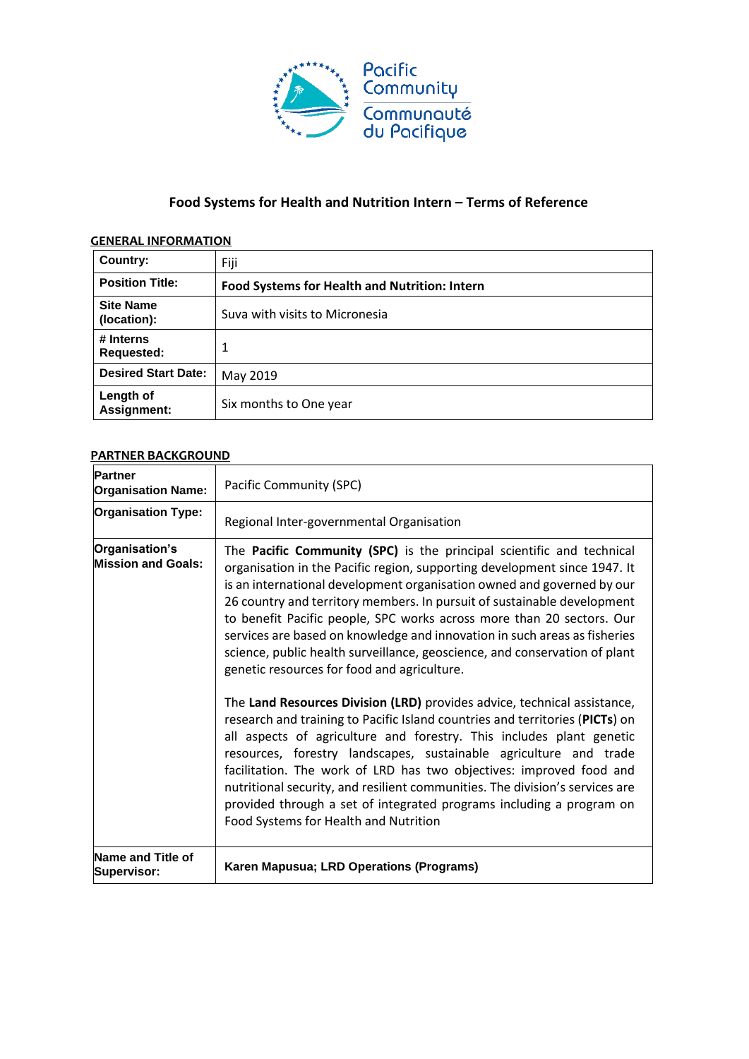Pacific Community

Communauté du Pacifique

# Food Systems for Health and Nutrition Intern – Terms of Reference

## GENERAL INFORMATION

| | |
|---|---|
| **Country:** | Fiji |
| **Position Title:** | **Food Systems for Health and Nutrition: Intern** |
| **Site Name (location):** | Suva with visits to Micronesia |
| **# Interns Requested:** | 1 |
| **Desired Start Date:** | May 2019 |
| **Length of Assignment:** | Six months to One year |

## PARTNER BACKGROUND

| | |
|---|---|
| **Partner Organisation Name:** | Pacific Community (SPC) |
| **Organisation Type:** | Regional Inter-governmental Organisation |
| **Organisation's Mission and Goals:** | The **Pacific Community (SPC)** is the principal scientific and technical organisation in the Pacific region, supporting development since 1947. It is an international development organisation owned and governed by our 26 country and territory members. In pursuit of sustainable development to benefit Pacific people, SPC works across more than 20 sectors. Our services are based on knowledge and innovation in such areas as fisheries science, public health surveillance, geoscience, and conservation of plant genetic resources for food and agriculture.<br><br>The **Land Resources Division (LRD)** provides advice, technical assistance, research and training to Pacific Island countries and territories (**PICTs**) on all aspects of agriculture and forestry. This includes plant genetic resources, forestry landscapes, sustainable agriculture and trade facilitation. The work of LRD has two objectives: improved food and nutritional security, and resilient communities. The division's services are provided through a set of integrated programs including a program on Food Systems for Health and Nutrition |
| **Name and Title of Supervisor:** | **Karen Mapusua; LRD Operations (Programs)** |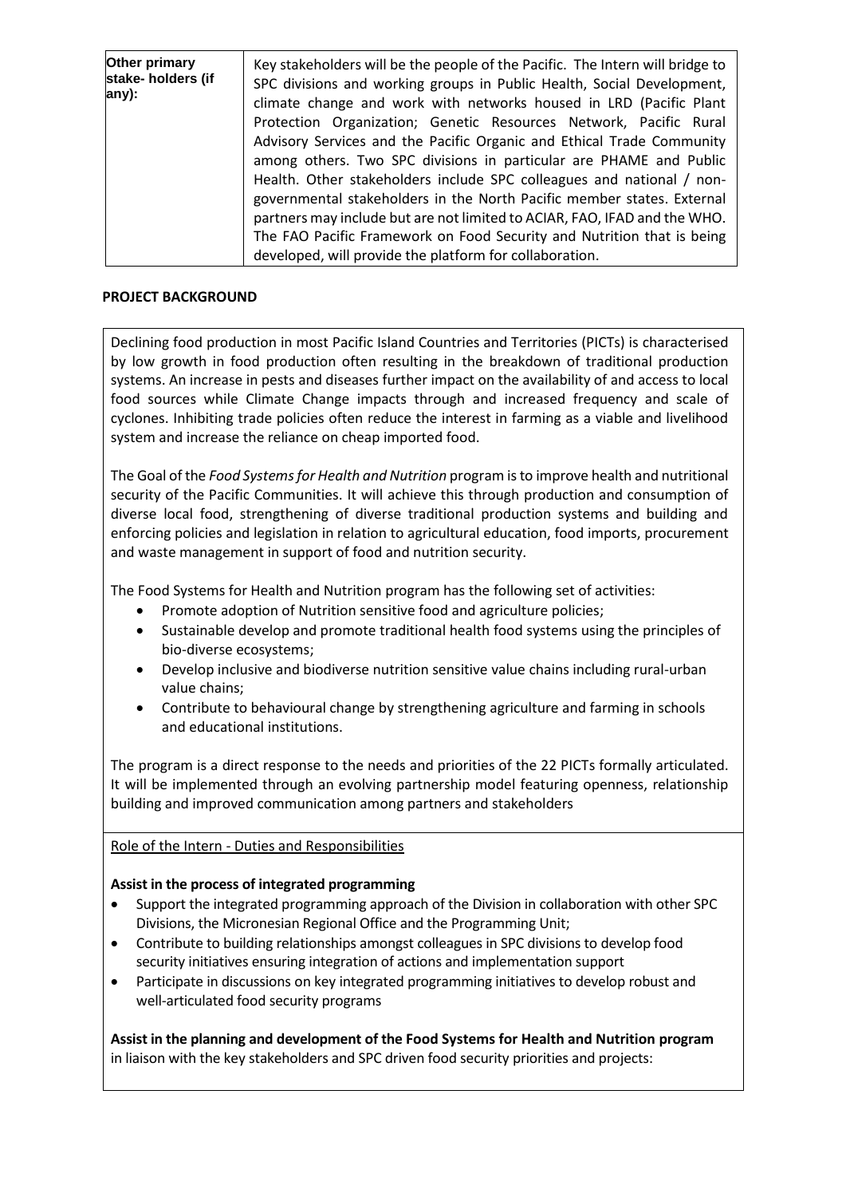| Other primary stake- holders (if any): | Key stakeholders will be the people of the Pacific. The Intern will bridge to SPC divisions and working groups in Public Health, Social Development, climate change and work with networks housed in LRD (Pacific Plant Protection Organization; Genetic Resources Network, Pacific Rural Advisory Services and the Pacific Organic and Ethical Trade Community among others. Two SPC divisions in particular are PHAME and Public Health. Other stakeholders include SPC colleagues and national / non-governmental stakeholders in the North Pacific member states. External partners may include but are not limited to ACIAR, FAO, IFAD and the WHO. The FAO Pacific Framework on Food Security and Nutrition that is being developed, will provide the platform for collaboration. |
|---|---|

## PROJECT BACKGROUND

Declining food production in most Pacific Island Countries and Territories (PICTs) is characterised by low growth in food production often resulting in the breakdown of traditional production systems. An increase in pests and diseases further impact on the availability of and access to local food sources while Climate Change impacts through and increased frequency and scale of cyclones. Inhibiting trade policies often reduce the interest in farming as a viable and livelihood system and increase the reliance on cheap imported food.

The Goal of the *Food Systems for Health and Nutrition* program is to improve health and nutritional security of the Pacific Communities. It will achieve this through production and consumption of diverse local food, strengthening of diverse traditional production systems and building and enforcing policies and legislation in relation to agricultural education, food imports, procurement and waste management in support of food and nutrition security.

The Food Systems for Health and Nutrition program has the following set of activities:

- Promote adoption of Nutrition sensitive food and agriculture policies;
- Sustainable develop and promote traditional health food systems using the principles of bio-diverse ecosystems;
- Develop inclusive and biodiverse nutrition sensitive value chains including rural-urban value chains;
- Contribute to behavioural change by strengthening agriculture and farming in schools and educational institutions.

The program is a direct response to the needs and priorities of the 22 PICTs formally articulated. It will be implemented through an evolving partnership model featuring openness, relationship building and improved communication among partners and stakeholders

Role of the Intern - Duties and Responsibilities

**Assist in the process of integrated programming**

- Support the integrated programming approach of the Division in collaboration with other SPC Divisions, the Micronesian Regional Office and the Programming Unit;
- Contribute to building relationships amongst colleagues in SPC divisions to develop food security initiatives ensuring integration of actions and implementation support
- Participate in discussions on key integrated programming initiatives to develop robust and well-articulated food security programs

**Assist in the planning and development of the Food Systems for Health and Nutrition program** in liaison with the key stakeholders and SPC driven food security priorities and projects: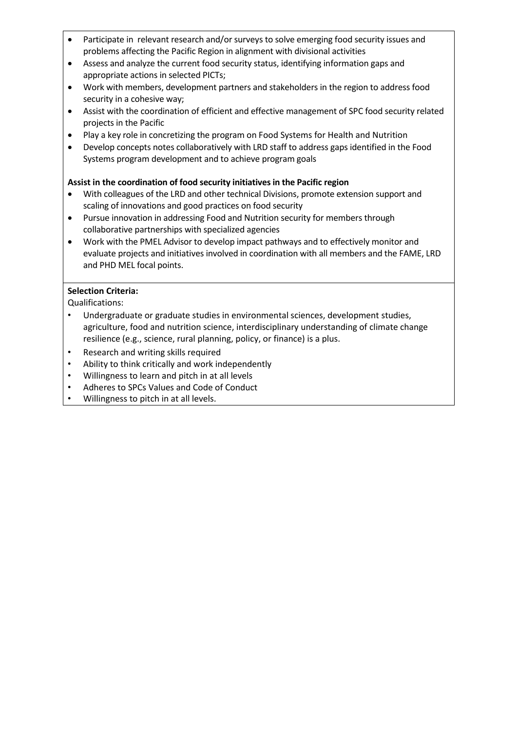- Participate in relevant research and/or surveys to solve emerging food security issues and problems affecting the Pacific Region in alignment with divisional activities
- Assess and analyze the current food security status, identifying information gaps and appropriate actions in selected PICTs;
- Work with members, development partners and stakeholders in the region to address food security in a cohesive way;
- Assist with the coordination of efficient and effective management of SPC food security related projects in the Pacific
- Play a key role in concretizing the program on Food Systems for Health and Nutrition
- Develop concepts notes collaboratively with LRD staff to address gaps identified in the Food Systems program development and to achieve program goals

**Assist in the coordination of food security initiatives in the Pacific region**

- With colleagues of the LRD and other technical Divisions, promote extension support and scaling of innovations and good practices on food security
- Pursue innovation in addressing Food and Nutrition security for members through collaborative partnerships with specialized agencies
- Work with the PMEL Advisor to develop impact pathways and to effectively monitor and evaluate projects and initiatives involved in coordination with all members and the FAME, LRD and PHD MEL focal points.

**Selection Criteria:**

Qualifications:

- Undergraduate or graduate studies in environmental sciences, development studies, agriculture, food and nutrition science, interdisciplinary understanding of climate change resilience (e.g., science, rural planning, policy, or finance) is a plus.
- Research and writing skills required
- Ability to think critically and work independently
- Willingness to learn and pitch in at all levels
- Adheres to SPCs Values and Code of Conduct
- Willingness to pitch in at all levels.